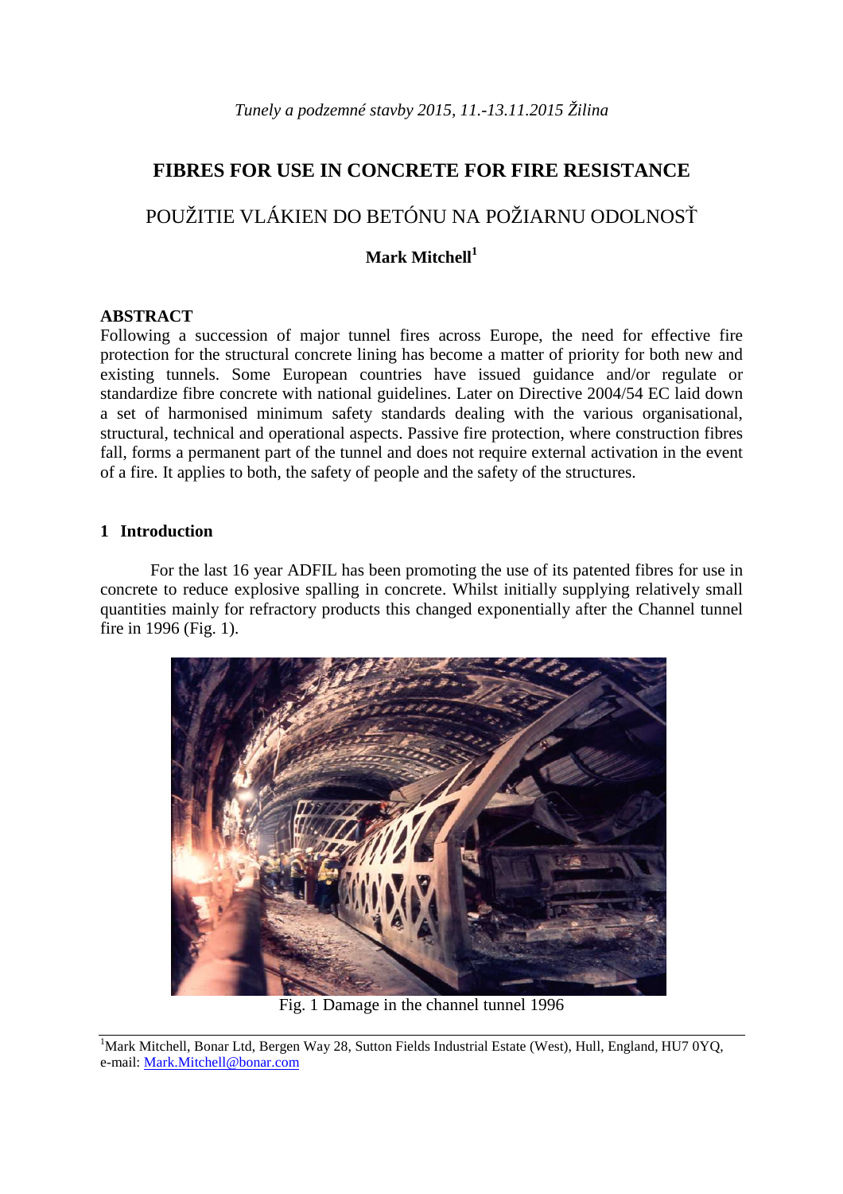*Tunely a podzemné stavby 2015, 11.-13.11.2015 Žilina*

# FIBRES FOR USE IN CONCRETE FOR FIRE RESISTANCE

# POUŽITIE VLÁKIEN DO BETÓNU NA POŽIARNU ODOLNOSŤ

**Mark Mitchell[1]**

## ABSTRACT

Following a succession of major tunnel fires across Europe, the need for effective fire protection for the structural concrete lining has become a matter of priority for both new and existing tunnels. Some European countries have issued guidance and/or regulate or standardize fibre concrete with national guidelines. Later on Directive 2004/54 EC laid down a set of harmonised minimum safety standards dealing with the various organisational, structural, technical and operational aspects. Passive fire protection, where construction fibres fall, forms a permanent part of the tunnel and does not require external activation in the event of a fire. It applies to both, the safety of people and the safety of the structures.

## 1 Introduction

For the last 16 year ADFIL has been promoting the use of its patented fibres for use in concrete to reduce explosive spalling in concrete. Whilst initially supplying relatively small quantities mainly for refractory products this changed exponentially after the Channel tunnel fire in 1996 (Fig. 1).

Fig. 1 Damage in the channel tunnel 1996

[1]Mark Mitchell, Bonar Ltd, Bergen Way 28, Sutton Fields Industrial Estate (West), Hull, England, HU7 0YQ, e-mail: Mark.Mitchell@bonar.com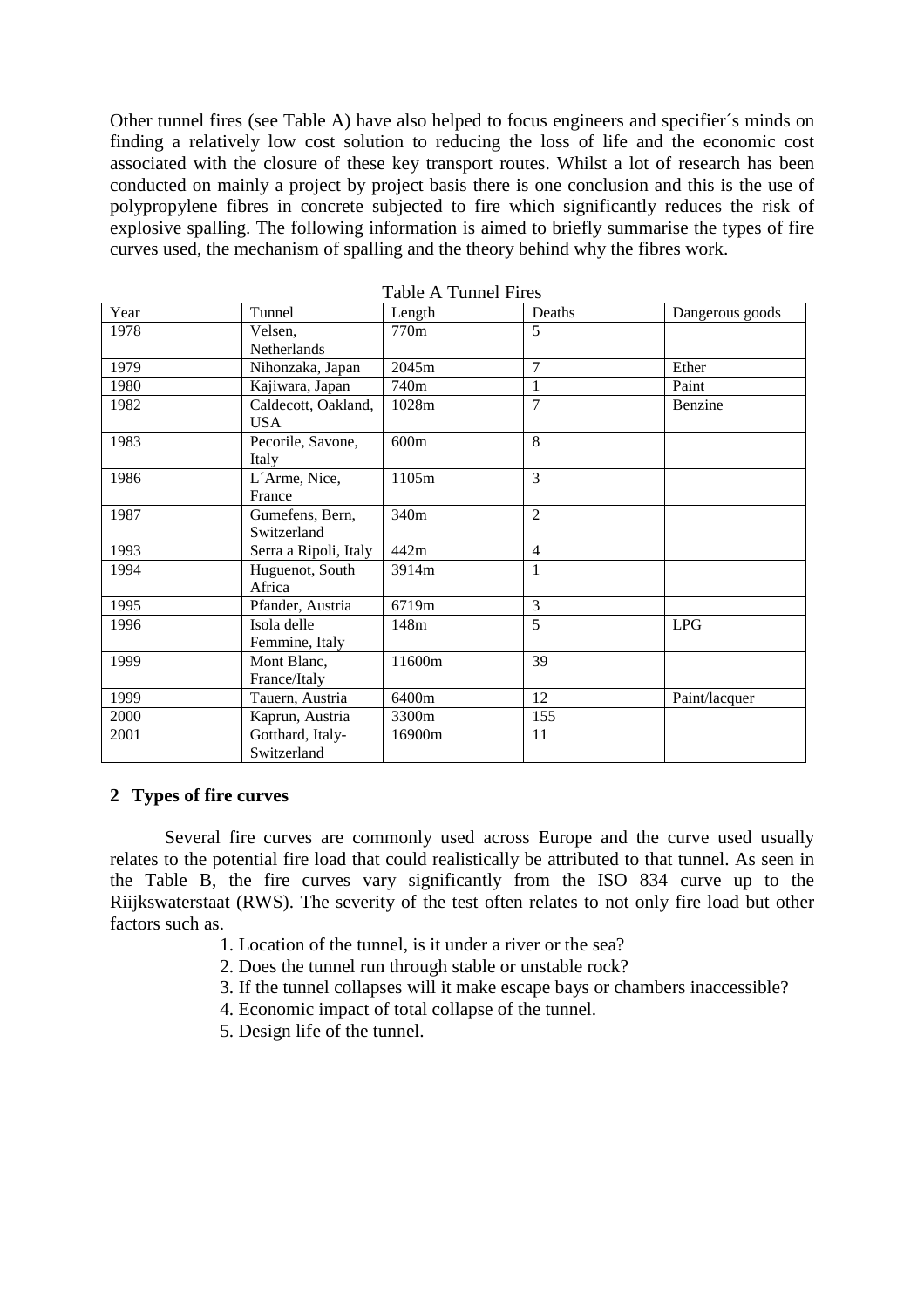Other tunnel fires (see Table A) have also helped to focus engineers and specifier´s minds on finding a relatively low cost solution to reducing the loss of life and the economic cost associated with the closure of these key transport routes. Whilst a lot of research has been conducted on mainly a project by project basis there is one conclusion and this is the use of polypropylene fibres in concrete subjected to fire which significantly reduces the risk of explosive spalling. The following information is aimed to briefly summarise the types of fire curves used, the mechanism of spalling and the theory behind why the fibres work.

Table A Tunnel Fires

| Year | Tunnel | Length | Deaths | Dangerous goods |
|---|---|---|---|---|
| 1978 | Velsen, Netherlands | 770m | 5 | |
| 1979 | Nihonzaka, Japan | 2045m | 7 | Ether |
| 1980 | Kajiwara, Japan | 740m | 1 | Paint |
| 1982 | Caldecott, Oakland, USA | 1028m | 7 | Benzine |
| 1983 | Pecorile, Savone, Italy | 600m | 8 | |
| 1986 | L´Arme, Nice, France | 1105m | 3 | |
| 1987 | Gumefens, Bern, Switzerland | 340m | 2 | |
| 1993 | Serra a Ripoli, Italy | 442m | 4 | |
| 1994 | Huguenot, South Africa | 3914m | 1 | |
| 1995 | Pfander, Austria | 6719m | 3 | |
| 1996 | Isola delle Femmine, Italy | 148m | 5 | LPG |
| 1999 | Mont Blanc, France/Italy | 11600m | 39 | |
| 1999 | Tauern, Austria | 6400m | 12 | Paint/lacquer |
| 2000 | Kaprun, Austria | 3300m | 155 | |
| 2001 | Gotthard, Italy-Switzerland | 16900m | 11 | |

## 2 Types of fire curves

Several fire curves are commonly used across Europe and the curve used usually relates to the potential fire load that could realistically be attributed to that tunnel. As seen in the Table B, the fire curves vary significantly from the ISO 834 curve up to the Riijkswaterstaat (RWS). The severity of the test often relates to not only fire load but other factors such as.

1. Location of the tunnel, is it under a river or the sea?
2. Does the tunnel run through stable or unstable rock?
3. If the tunnel collapses will it make escape bays or chambers inaccessible?
4. Economic impact of total collapse of the tunnel.
5. Design life of the tunnel.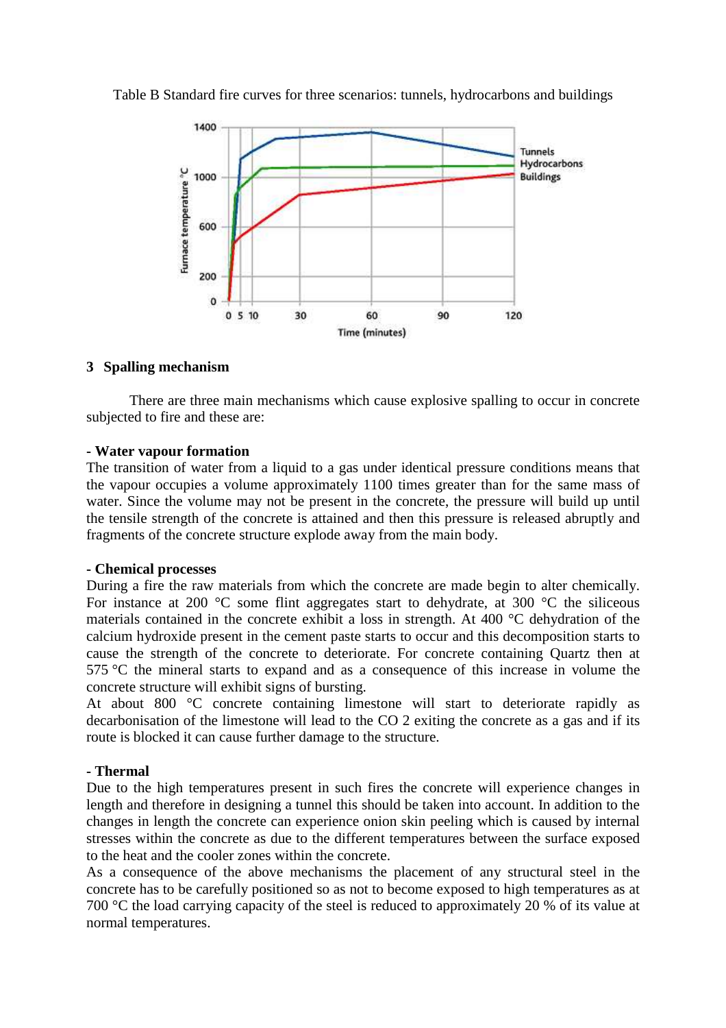Table B Standard fire curves for three scenarios: tunnels, hydrocarbons and buildings

## 3 Spalling mechanism

There are three main mechanisms which cause explosive spalling to occur in concrete subjected to fire and these are:

**- Water vapour formation**

The transition of water from a liquid to a gas under identical pressure conditions means that the vapour occupies a volume approximately 1100 times greater than for the same mass of water. Since the volume may not be present in the concrete, the pressure will build up until the tensile strength of the concrete is attained and then this pressure is released abruptly and fragments of the concrete structure explode away from the main body.

**- Chemical processes**

During a fire the raw materials from which the concrete are made begin to alter chemically. For instance at 200 °C some flint aggregates start to dehydrate, at 300 °C the siliceous materials contained in the concrete exhibit a loss in strength. At 400 °C dehydration of the calcium hydroxide present in the cement paste starts to occur and this decomposition starts to cause the strength of the concrete to deteriorate. For concrete containing Quartz then at 575 °C the mineral starts to expand and as a consequence of this increase in volume the concrete structure will exhibit signs of bursting.

At about 800 °C concrete containing limestone will start to deteriorate rapidly as decarbonisation of the limestone will lead to the $CO_2$ exiting the concrete as a gas and if its route is blocked it can cause further damage to the structure.

**- Thermal**

Due to the high temperatures present in such fires the concrete will experience changes in length and therefore in designing a tunnel this should be taken into account. In addition to the changes in length the concrete can experience onion skin peeling which is caused by internal stresses within the concrete as due to the different temperatures between the surface exposed to the heat and the cooler zones within the concrete.

As a consequence of the above mechanisms the placement of any structural steel in the concrete has to be carefully positioned so as not to become exposed to high temperatures as at 700 °C the load carrying capacity of the steel is reduced to approximately 20 % of its value at normal temperatures.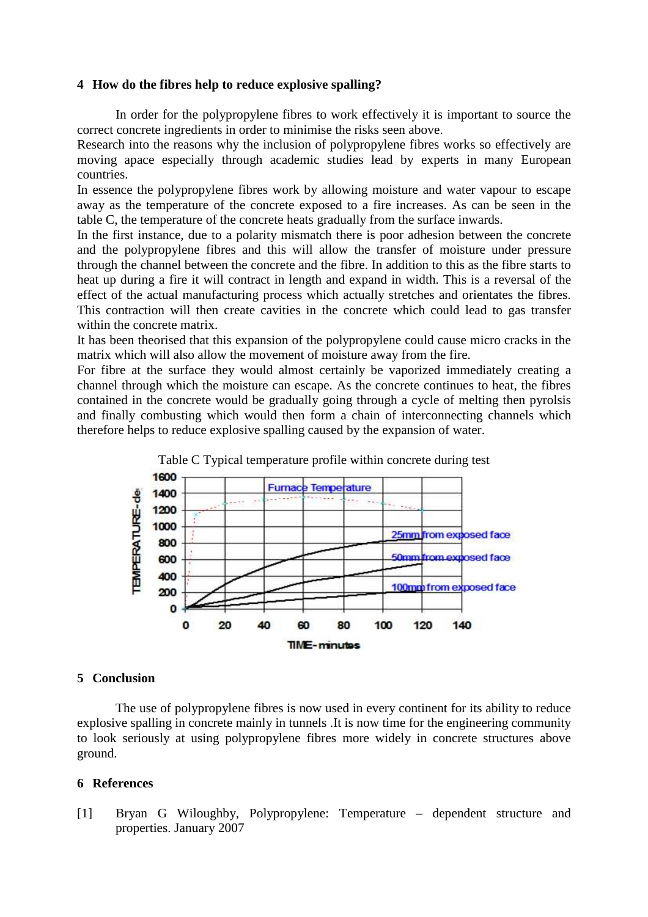## 4 How do the fibres help to reduce explosive spalling?

In order for the polypropylene fibres to work effectively it is important to source the correct concrete ingredients in order to minimise the risks seen above.

Research into the reasons why the inclusion of polypropylene fibres works so effectively are moving apace especially through academic studies lead by experts in many European countries.

In essence the polypropylene fibres work by allowing moisture and water vapour to escape away as the temperature of the concrete exposed to a fire increases. As can be seen in the table C, the temperature of the concrete heats gradually from the surface inwards.

In the first instance, due to a polarity mismatch there is poor adhesion between the concrete and the polypropylene fibres and this will allow the transfer of moisture under pressure through the channel between the concrete and the fibre. In addition to this as the fibre starts to heat up during a fire it will contract in length and expand in width. This is a reversal of the effect of the actual manufacturing process which actually stretches and orientates the fibres. This contraction will then create cavities in the concrete which could lead to gas transfer within the concrete matrix.

It has been theorised that this expansion of the polypropylene could cause micro cracks in the matrix which will also allow the movement of moisture away from the fire.

For fibre at the surface they would almost certainly be vaporized immediately creating a channel through which the moisture can escape. As the concrete continues to heat, the fibres contained in the concrete would be gradually going through a cycle of melting then pyrolsis and finally combusting which would then form a chain of interconnecting channels which therefore helps to reduce explosive spalling caused by the expansion of water.

Table C Typical temperature profile within concrete during test

## 5 Conclusion

The use of polypropylene fibres is now used in every continent for its ability to reduce explosive spalling in concrete mainly in tunnels .It is now time for the engineering community to look seriously at using polypropylene fibres more widely in concrete structures above ground.

## 6 References

[1] Bryan G Wiloughby, Polypropylene: Temperature – dependent structure and properties. January 2007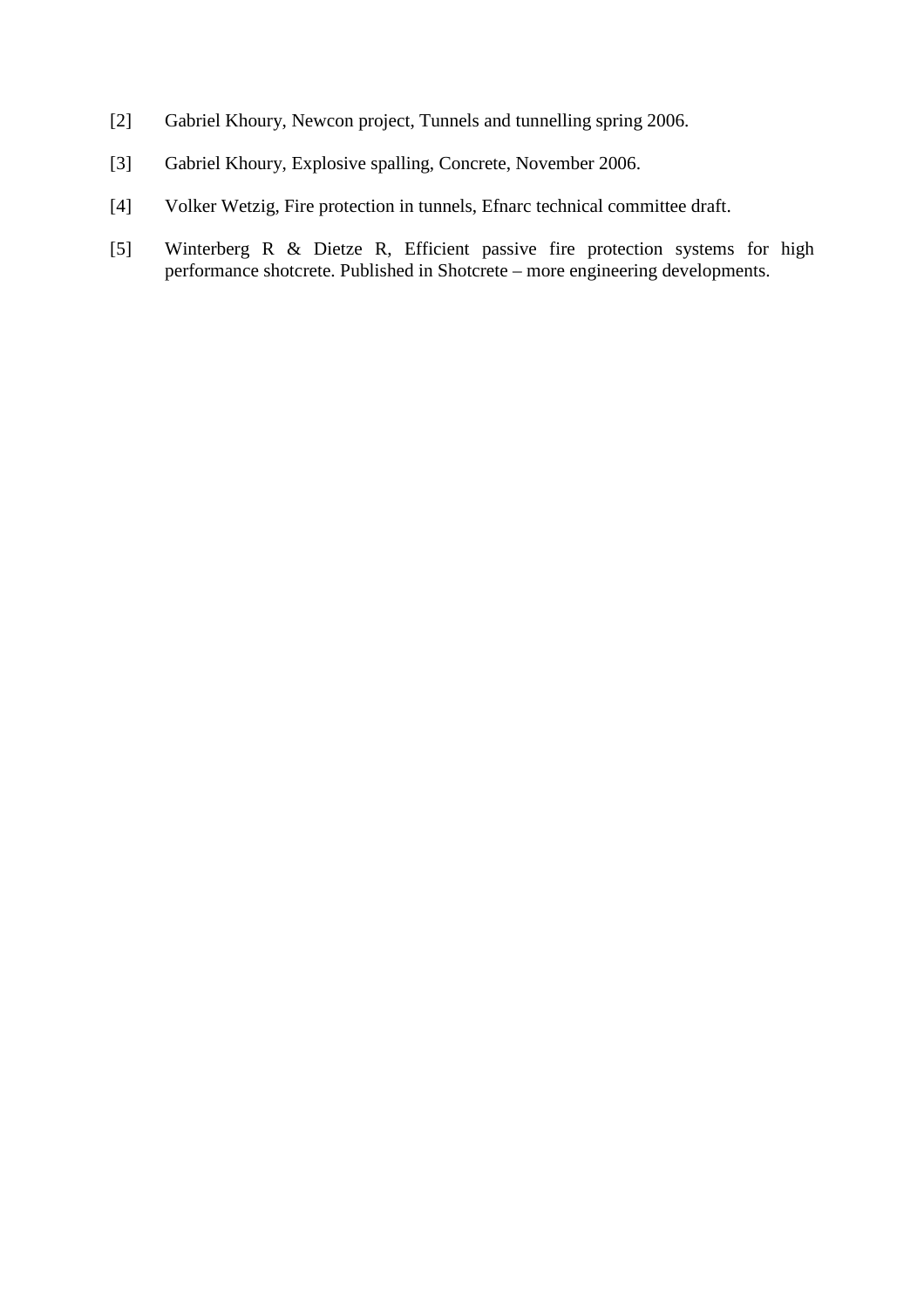[2] Gabriel Khoury, Newcon project, Tunnels and tunnelling spring 2006.

[3] Gabriel Khoury, Explosive spalling, Concrete, November 2006.

[4] Volker Wetzig, Fire protection in tunnels, Efnarc technical committee draft.

[5] Winterberg R & Dietze R, Efficient passive fire protection systems for high performance shotcrete. Published in Shotcrete – more engineering developments.